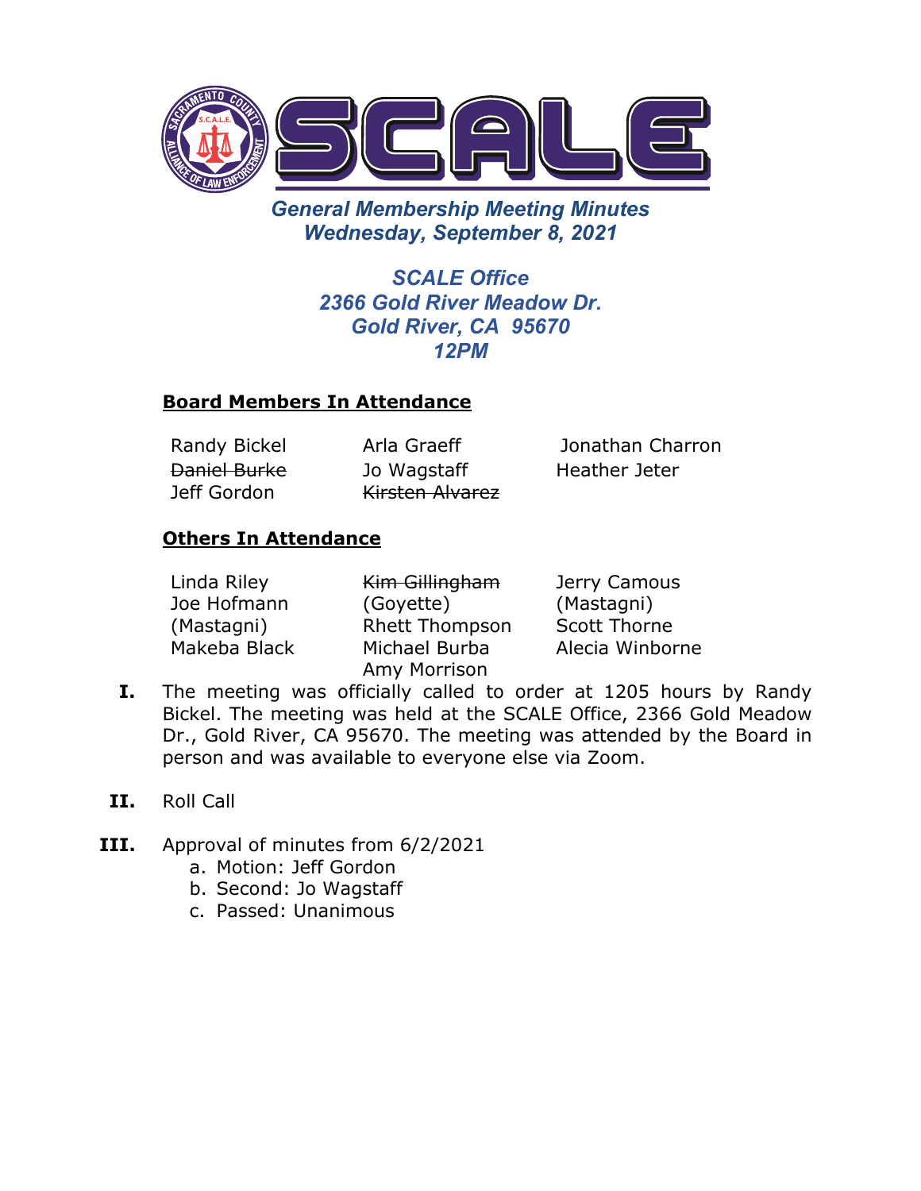# SCALE

## General Membership Meeting Minutes
## Wednesday, September 8, 2021

### SCALE Office
### 2366 Gold River Meadow Dr.
### Gold River, CA 95670
### 12PM

**Board Members In Attendance**

| | | |
|---|---|---|
| Randy Bickel | Arla Graeff | Jonathan Charron |
| ~~Daniel Burke~~ | Jo Wagstaff | Heather Jeter |
| Jeff Gordon | ~~Kirsten Alvarez~~ | |

**Others In Attendance**

| | | |
|---|---|---|
| Linda Riley | ~~Kim Gillingham~~ | Jerry Camous |
| Joe Hofmann | (Goyette) | (Mastagni) |
| (Mastagni) | Rhett Thompson | Scott Thorne |
| Makeba Black | Michael Burba | Alecia Winborne |
| | Amy Morrison | |

**I.** The meeting was officially called to order at 1205 hours by Randy Bickel. The meeting was held at the SCALE Office, 2366 Gold Meadow Dr., Gold River, CA 95670. The meeting was attended by the Board in person and was available to everyone else via Zoom.

**II.** Roll Call

**III.** Approval of minutes from 6/2/2021

a. Motion: Jeff Gordon
b. Second: Jo Wagstaff
c. Passed: Unanimous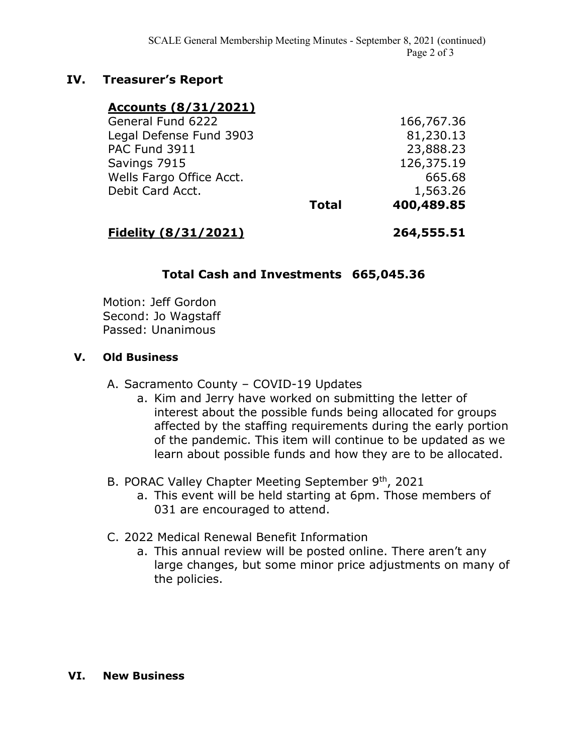## IV. Treasurer's Report

| **Accounts (8/31/2021)** | | |
|---|---|---|
| General Fund 6222 | | 166,767.36 |
| Legal Defense Fund 3903 | | 81,230.13 |
| PAC Fund 3911 | | 23,888.23 |
| Savings 7915 | | 126,375.19 |
| Wells Fargo Office Acct. | | 665.68 |
| Debit Card Acct. | | 1,563.26 |
| | **Total** | **400,489.85** |
| **Fidelity (8/31/2021)** | | **264,555.51** |

**Total Cash and Investments 665,045.36**

Motion: Jeff Gordon
Second: Jo Wagstaff
Passed: Unanimous

## V. Old Business

A. Sacramento County – COVID-19 Updates
   a. Kim and Jerry have worked on submitting the letter of interest about the possible funds being allocated for groups affected by the staffing requirements during the early portion of the pandemic. This item will continue to be updated as we learn about possible funds and how they are to be allocated.

B. PORAC Valley Chapter Meeting September 9th, 2021
   a. This event will be held starting at 6pm. Those members of 031 are encouraged to attend.

C. 2022 Medical Renewal Benefit Information
   a. This annual review will be posted online. There aren't any large changes, but some minor price adjustments on many of the policies.

## VI. New Business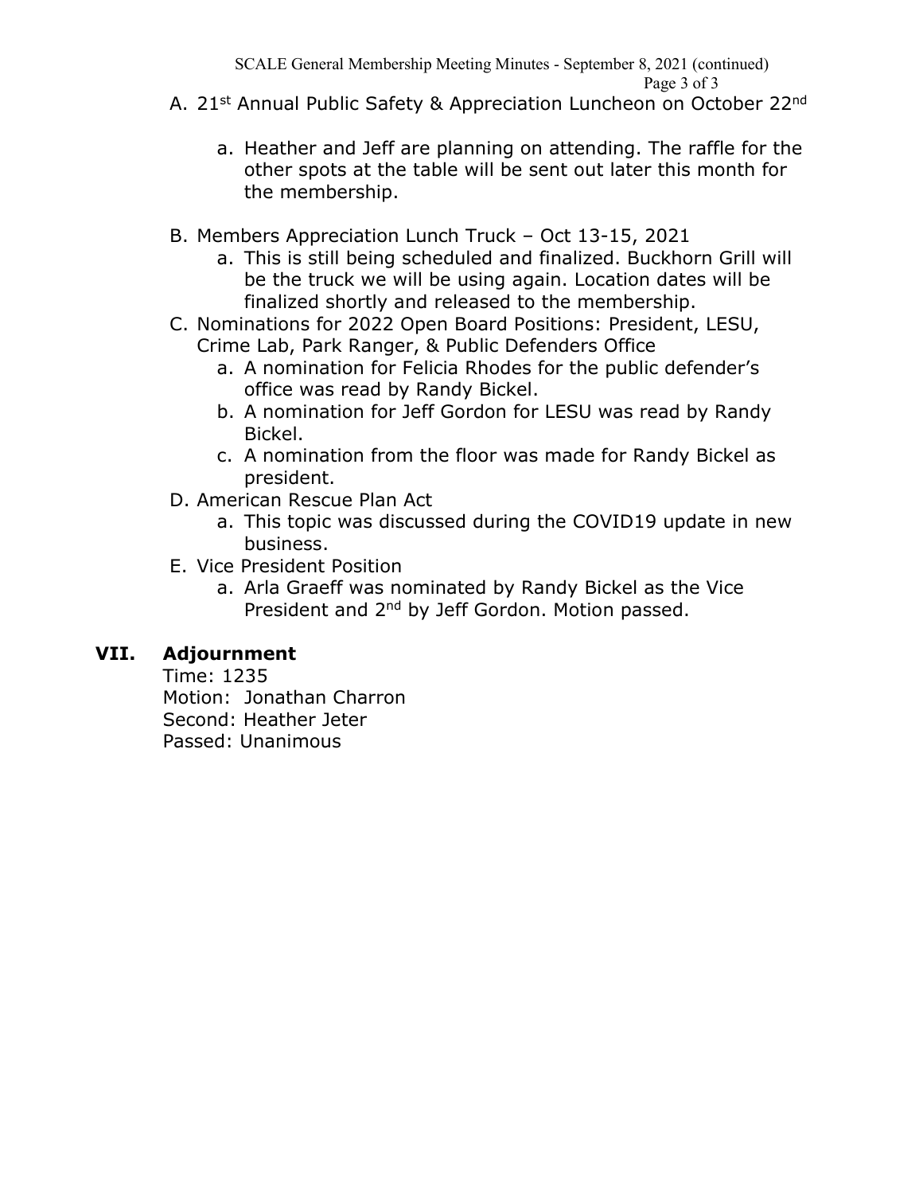A. 21st Annual Public Safety & Appreciation Luncheon on October 22nd

   a. Heather and Jeff are planning on attending. The raffle for the other spots at the table will be sent out later this month for the membership.

B. Members Appreciation Lunch Truck – Oct 13-15, 2021

   a. This is still being scheduled and finalized. Buckhorn Grill will be the truck we will be using again. Location dates will be finalized shortly and released to the membership.

C. Nominations for 2022 Open Board Positions: President, LESU, Crime Lab, Park Ranger, & Public Defenders Office

   a. A nomination for Felicia Rhodes for the public defender's office was read by Randy Bickel.
   b. A nomination for Jeff Gordon for LESU was read by Randy Bickel.
   c. A nomination from the floor was made for Randy Bickel as president.

D. American Rescue Plan Act

   a. This topic was discussed during the COVID19 update in new business.

E. Vice President Position

   a. Arla Graeff was nominated by Randy Bickel as the Vice President and 2nd by Jeff Gordon. Motion passed.

## VII. Adjournment

Time: 1235
Motion: Jonathan Charron
Second: Heather Jeter
Passed: Unanimous